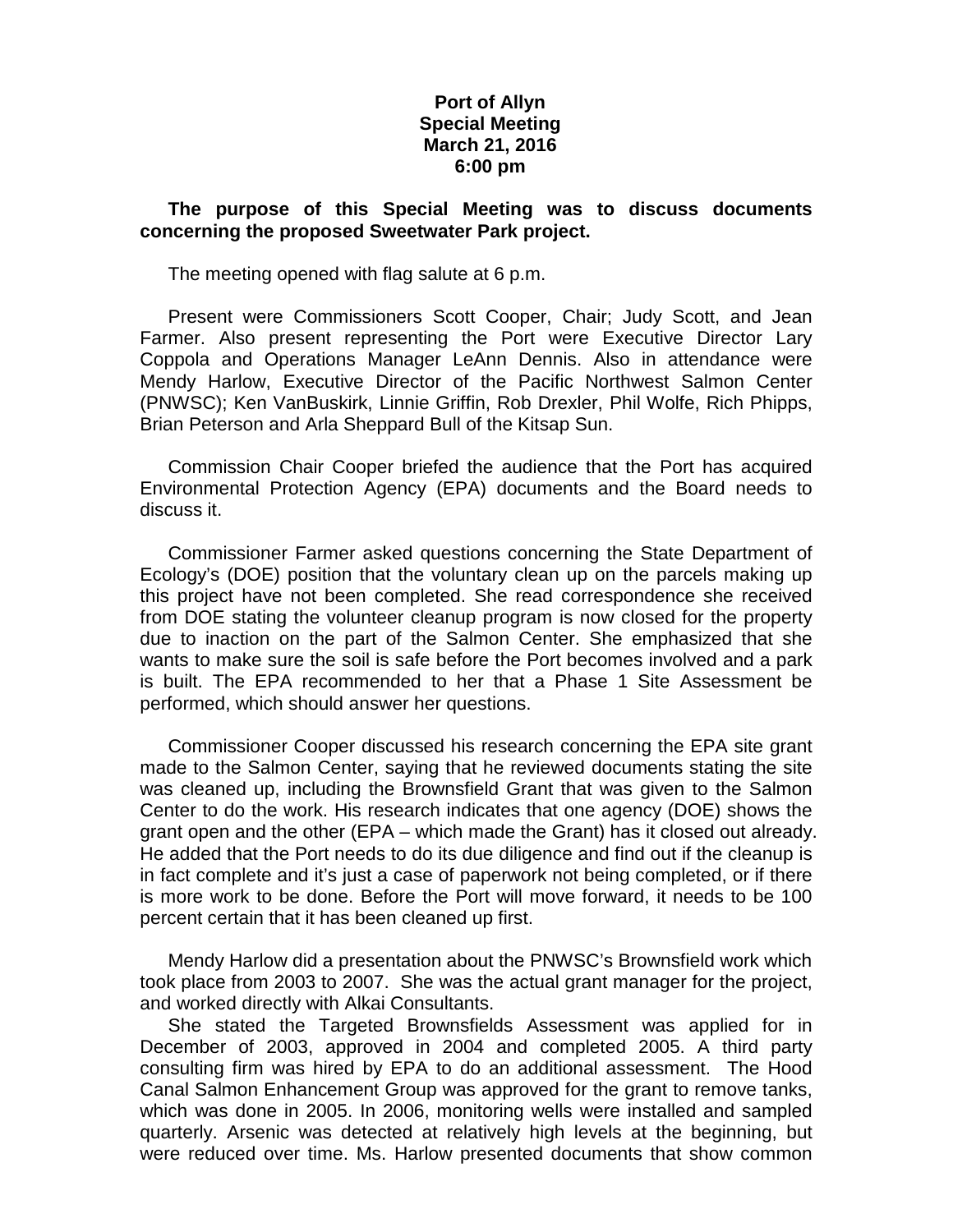**Port of Allyn**
**Special Meeting**
**March 21, 2016**
**6:00 pm**

**The purpose of this Special Meeting was to discuss documents concerning the proposed Sweetwater Park project.**

The meeting opened with flag salute at 6 p.m.

Present were Commissioners Scott Cooper, Chair; Judy Scott, and Jean Farmer. Also present representing the Port were Executive Director Lary Coppola and Operations Manager LeAnn Dennis. Also in attendance were Mendy Harlow, Executive Director of the Pacific Northwest Salmon Center (PNWSC); Ken VanBuskirk, Linnie Griffin, Rob Drexler, Phil Wolfe, Rich Phipps, Brian Peterson and Arla Sheppard Bull of the Kitsap Sun.

Commission Chair Cooper briefed the audience that the Port has acquired Environmental Protection Agency (EPA) documents and the Board needs to discuss it.

Commissioner Farmer asked questions concerning the State Department of Ecology's (DOE) position that the voluntary clean up on the parcels making up this project have not been completed. She read correspondence she received from DOE stating the volunteer cleanup program is now closed for the property due to inaction on the part of the Salmon Center. She emphasized that she wants to make sure the soil is safe before the Port becomes involved and a park is built. The EPA recommended to her that a Phase 1 Site Assessment be performed, which should answer her questions.

Commissioner Cooper discussed his research concerning the EPA site grant made to the Salmon Center, saying that he reviewed documents stating the site was cleaned up, including the Brownsfield Grant that was given to the Salmon Center to do the work. His research indicates that one agency (DOE) shows the grant open and the other (EPA – which made the Grant) has it closed out already. He added that the Port needs to do its due diligence and find out if the cleanup is in fact complete and it's just a case of paperwork not being completed, or if there is more work to be done. Before the Port will move forward, it needs to be 100 percent certain that it has been cleaned up first.

Mendy Harlow did a presentation about the PNWSC's Brownsfield work which took place from 2003 to 2007. She was the actual grant manager for the project, and worked directly with Alkai Consultants.

She stated the Targeted Brownsfields Assessment was applied for in December of 2003, approved in 2004 and completed 2005. A third party consulting firm was hired by EPA to do an additional assessment. The Hood Canal Salmon Enhancement Group was approved for the grant to remove tanks, which was done in 2005. In 2006, monitoring wells were installed and sampled quarterly. Arsenic was detected at relatively high levels at the beginning, but were reduced over time. Ms. Harlow presented documents that show common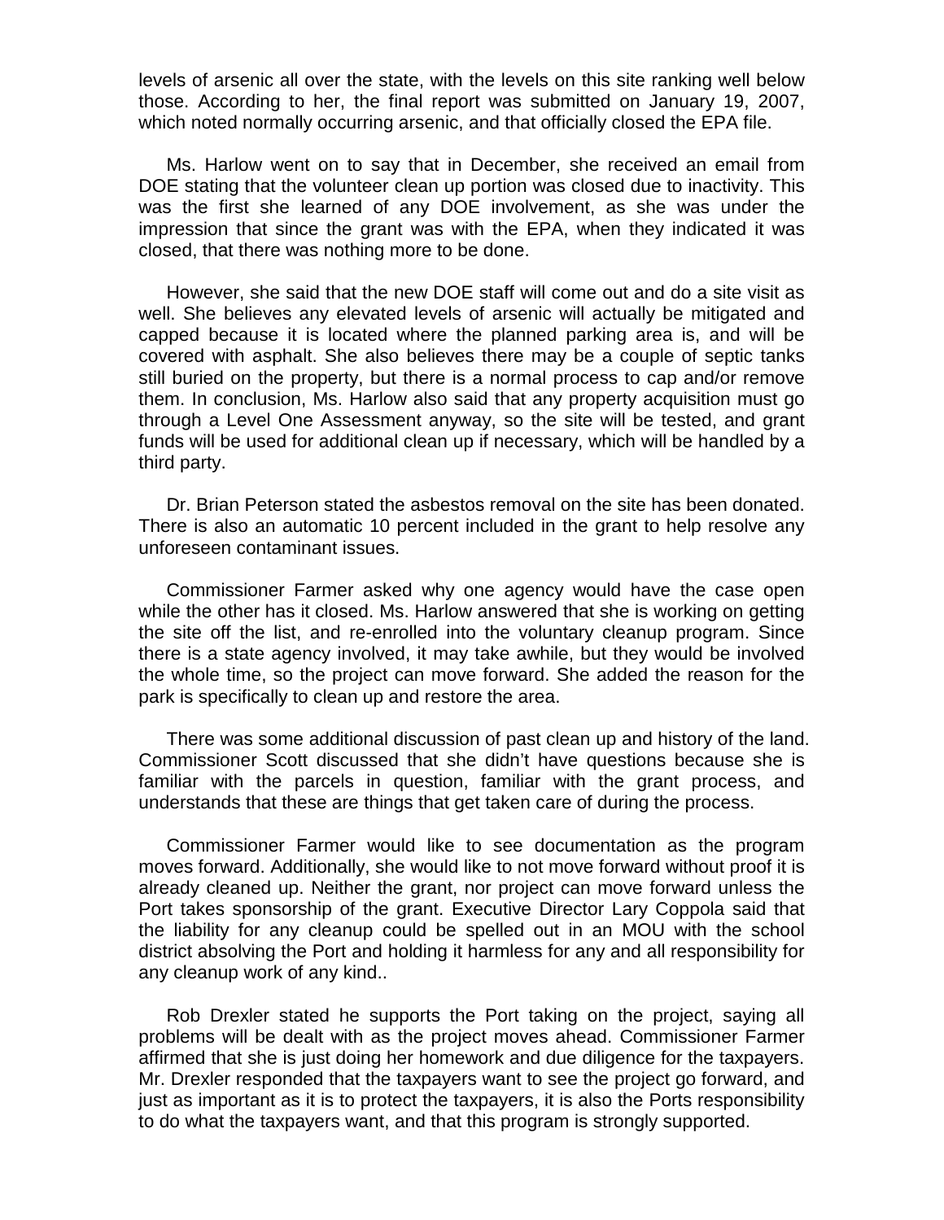levels of arsenic all over the state, with the levels on this site ranking well below those. According to her, the final report was submitted on January 19, 2007, which noted normally occurring arsenic, and that officially closed the EPA file.

Ms. Harlow went on to say that in December, she received an email from DOE stating that the volunteer clean up portion was closed due to inactivity. This was the first she learned of any DOE involvement, as she was under the impression that since the grant was with the EPA, when they indicated it was closed, that there was nothing more to be done.

However, she said that the new DOE staff will come out and do a site visit as well. She believes any elevated levels of arsenic will actually be mitigated and capped because it is located where the planned parking area is, and will be covered with asphalt. She also believes there may be a couple of septic tanks still buried on the property, but there is a normal process to cap and/or remove them. In conclusion, Ms. Harlow also said that any property acquisition must go through a Level One Assessment anyway, so the site will be tested, and grant funds will be used for additional clean up if necessary, which will be handled by a third party.

Dr. Brian Peterson stated the asbestos removal on the site has been donated. There is also an automatic 10 percent included in the grant to help resolve any unforeseen contaminant issues.

Commissioner Farmer asked why one agency would have the case open while the other has it closed. Ms. Harlow answered that she is working on getting the site off the list, and re-enrolled into the voluntary cleanup program. Since there is a state agency involved, it may take awhile, but they would be involved the whole time, so the project can move forward. She added the reason for the park is specifically to clean up and restore the area.

There was some additional discussion of past clean up and history of the land. Commissioner Scott discussed that she didn't have questions because she is familiar with the parcels in question, familiar with the grant process, and understands that these are things that get taken care of during the process.

Commissioner Farmer would like to see documentation as the program moves forward. Additionally, she would like to not move forward without proof it is already cleaned up. Neither the grant, nor project can move forward unless the Port takes sponsorship of the grant. Executive Director Lary Coppola said that the liability for any cleanup could be spelled out in an MOU with the school district absolving the Port and holding it harmless for any and all responsibility for any cleanup work of any kind..

Rob Drexler stated he supports the Port taking on the project, saying all problems will be dealt with as the project moves ahead. Commissioner Farmer affirmed that she is just doing her homework and due diligence for the taxpayers. Mr. Drexler responded that the taxpayers want to see the project go forward, and just as important as it is to protect the taxpayers, it is also the Ports responsibility to do what the taxpayers want, and that this program is strongly supported.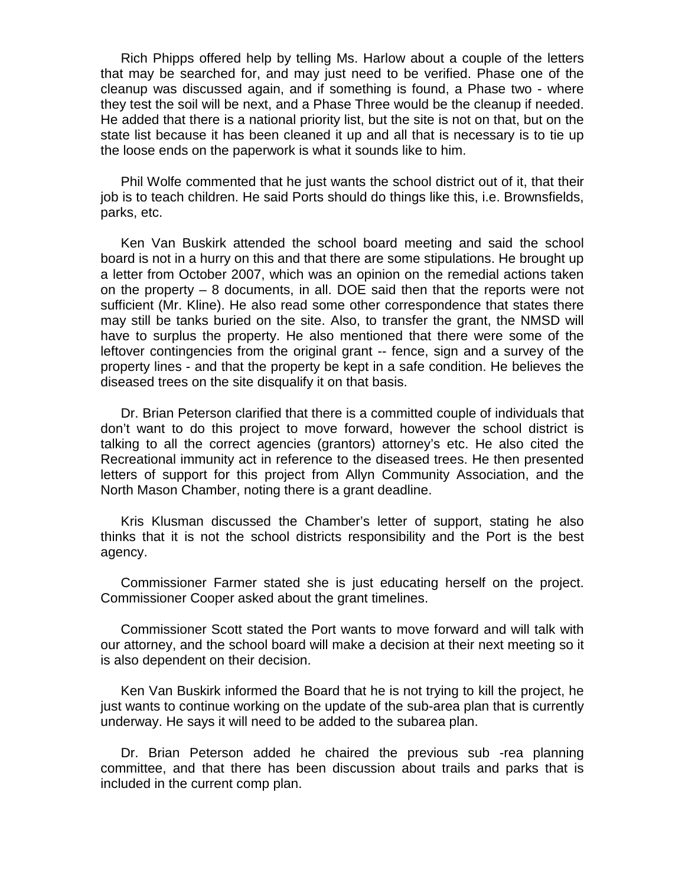Rich Phipps offered help by telling Ms. Harlow about a couple of the letters that may be searched for, and may just need to be verified. Phase one of the cleanup was discussed again, and if something is found, a Phase two - where they test the soil will be next, and a Phase Three would be the cleanup if needed. He added that there is a national priority list, but the site is not on that, but on the state list because it has been cleaned it up and all that is necessary is to tie up the loose ends on the paperwork is what it sounds like to him.

Phil Wolfe commented that he just wants the school district out of it, that their job is to teach children. He said Ports should do things like this, i.e. Brownsfields, parks, etc.

Ken Van Buskirk attended the school board meeting and said the school board is not in a hurry on this and that there are some stipulations. He brought up a letter from October 2007, which was an opinion on the remedial actions taken on the property – 8 documents, in all. DOE said then that the reports were not sufficient (Mr. Kline). He also read some other correspondence that states there may still be tanks buried on the site. Also, to transfer the grant, the NMSD will have to surplus the property. He also mentioned that there were some of the leftover contingencies from the original grant -- fence, sign and a survey of the property lines - and that the property be kept in a safe condition. He believes the diseased trees on the site disqualify it on that basis.

Dr. Brian Peterson clarified that there is a committed couple of individuals that don't want to do this project to move forward, however the school district is talking to all the correct agencies (grantors) attorney's etc. He also cited the Recreational immunity act in reference to the diseased trees. He then presented letters of support for this project from Allyn Community Association, and the North Mason Chamber, noting there is a grant deadline.

Kris Klusman discussed the Chamber's letter of support, stating he also thinks that it is not the school districts responsibility and the Port is the best agency.

Commissioner Farmer stated she is just educating herself on the project. Commissioner Cooper asked about the grant timelines.

Commissioner Scott stated the Port wants to move forward and will talk with our attorney, and the school board will make a decision at their next meeting so it is also dependent on their decision.

Ken Van Buskirk informed the Board that he is not trying to kill the project, he just wants to continue working on the update of the sub-area plan that is currently underway. He says it will need to be added to the subarea plan.

Dr. Brian Peterson added he chaired the previous sub -rea planning committee, and that there has been discussion about trails and parks that is included in the current comp plan.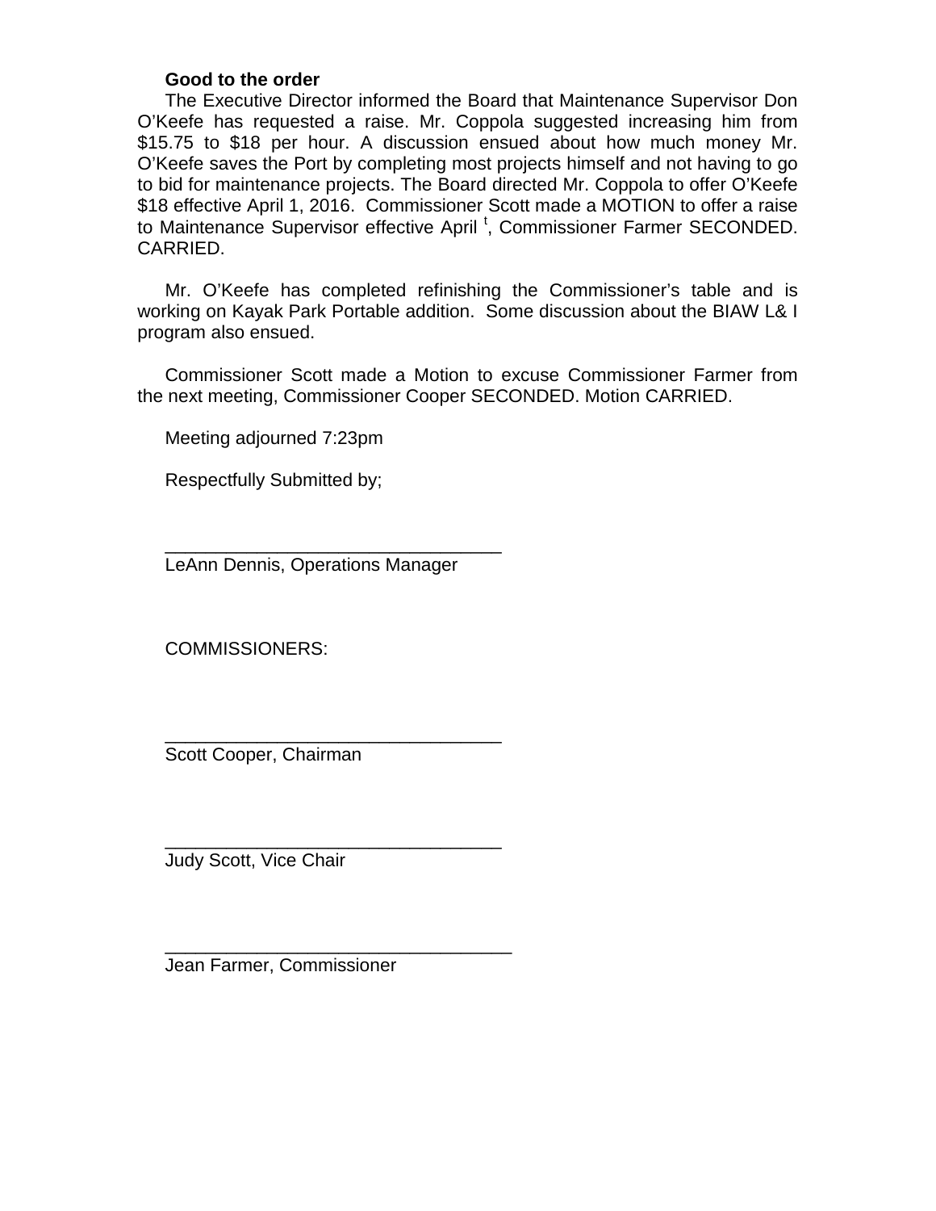**Good to the order**

The Executive Director informed the Board that Maintenance Supervisor Don O'Keefe has requested a raise. Mr. Coppola suggested increasing him from $15.75 to $18 per hour. A discussion ensued about how much money Mr. O'Keefe saves the Port by completing most projects himself and not having to go to bid for maintenance projects. The Board directed Mr. Coppola to offer O'Keefe $18 effective April 1, 2016. Commissioner Scott made a MOTION to offer a raise to Maintenance Supervisor effective April $^{t}$, Commissioner Farmer SECONDED. CARRIED.

Mr. O'Keefe has completed refinishing the Commissioner's table and is working on Kayak Park Portable addition. Some discussion about the BIAW L& I program also ensued.

Commissioner Scott made a Motion to excuse Commissioner Farmer from the next meeting, Commissioner Cooper SECONDED. Motion CARRIED.

Meeting adjourned 7:23pm

Respectfully Submitted by;

_________________________________
LeAnn Dennis, Operations Manager

COMMISSIONERS:

_________________________________
Scott Cooper, Chairman

_________________________________
Judy Scott, Vice Chair

_________________________________
Jean Farmer, Commissioner